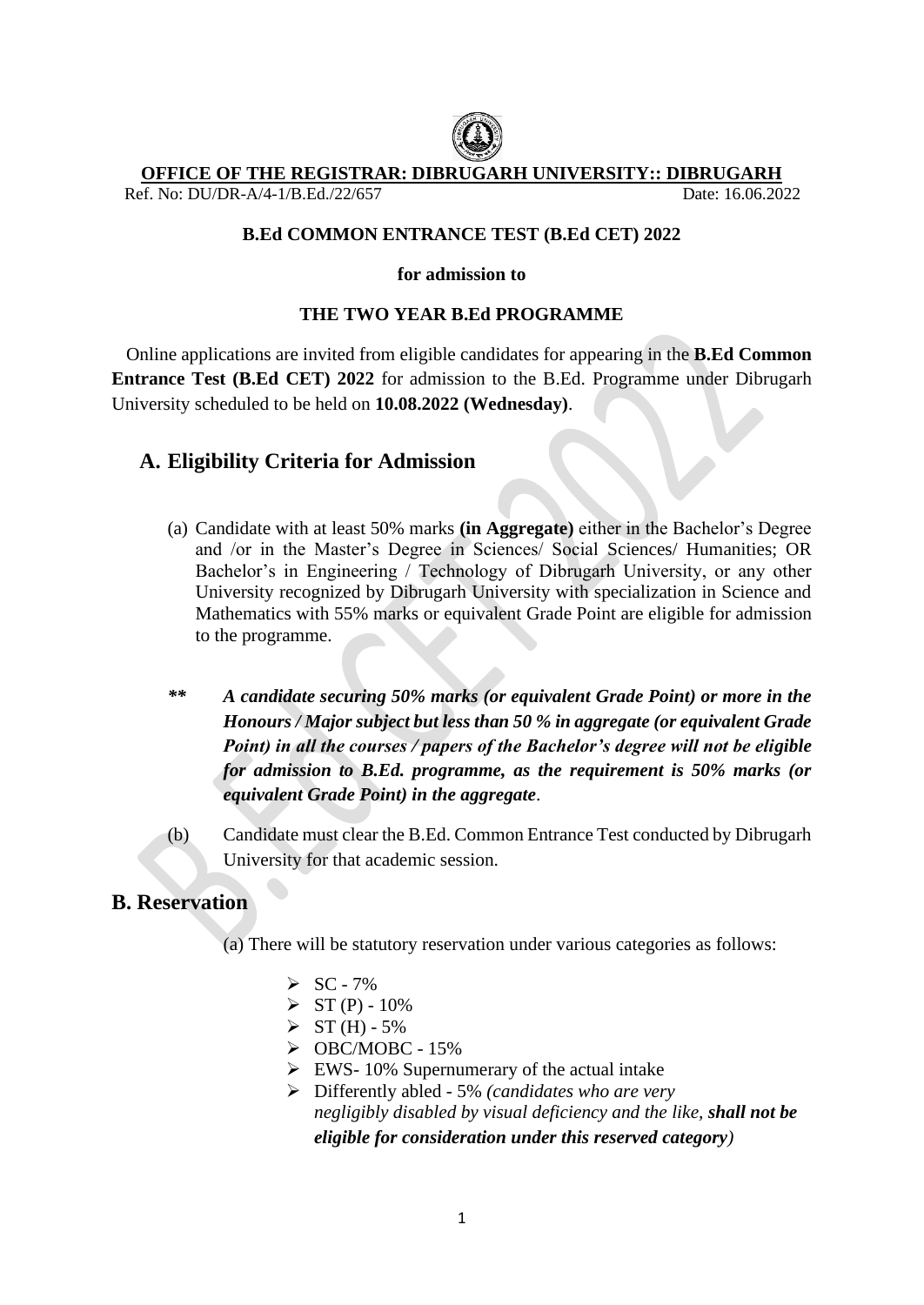**OFFICE OF THE REGISTRAR: DIBRUGARH UNIVERSITY:: DIBRUGARH**

Ref. No: DU/DR-A/4-1/B.Ed./22/657 Date: 16.06.2022

**B.Ed COMMON ENTRANCE TEST (B.Ed CET) 2022**

**for admission to**

**THE TWO YEAR B.Ed PROGRAMME**

Online applications are invited from eligible candidates for appearing in the **B.Ed Common Entrance Test (B.Ed CET) 2022** for admission to the B.Ed. Programme under Dibrugarh University scheduled to be held on **10.08.2022 (Wednesday)**.

## A. Eligibility Criteria for Admission

(a) Candidate with at least 50% marks **(in Aggregate)** either in the Bachelor's Degree and /or in the Master's Degree in Sciences/ Social Sciences/ Humanities; OR Bachelor's in Engineering / Technology of Dibrugarh University, or any other University recognized by Dibrugarh University with specialization in Science and Mathematics with 55% marks or equivalent Grade Point are eligible for admission to the programme.

***\*\* A candidate securing 50% marks (or equivalent Grade Point) or more in the Honours / Major subject but less than 50 % in aggregate (or equivalent Grade Point) in all the courses / papers of the Bachelor's degree will not be eligible for admission to B.Ed. programme, as the requirement is 50% marks (or equivalent Grade Point) in the aggregate*.**

(b) Candidate must clear the B.Ed. Common Entrance Test conducted by Dibrugarh University for that academic session.

## B. Reservation

(a) There will be statutory reservation under various categories as follows:

- SC - 7%
- ST (P) - 10%
- ST (H) - 5%
- OBC/MOBC - 15%
- EWS- 10% Supernumerary of the actual intake
- Differently abled - 5% *(candidates who are very negligibly disabled by visual deficiency and the like, **shall not be eligible for consideration under this reserved category**)*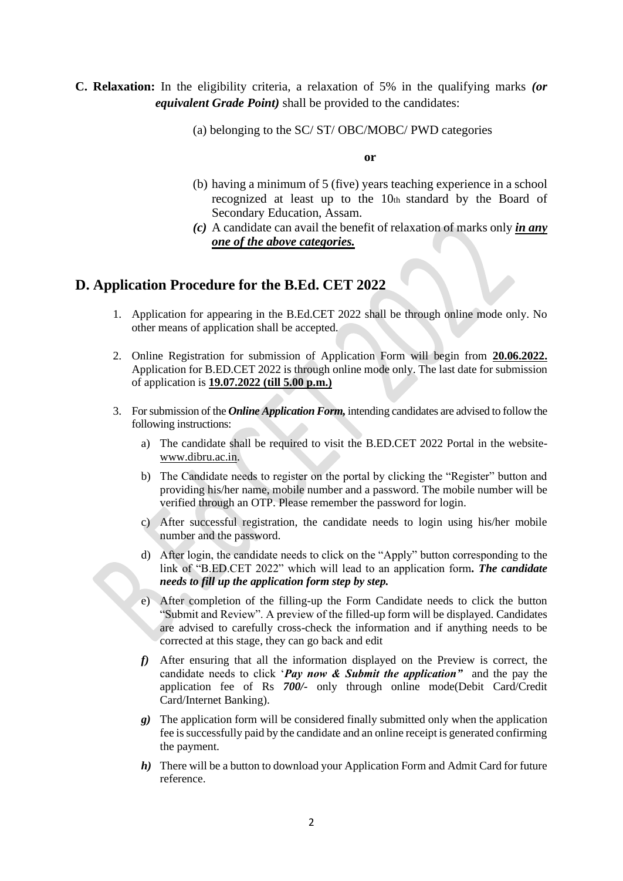**C. Relaxation:** In the eligibility criteria, a relaxation of 5% in the qualifying marks ***(or equivalent Grade Point)*** shall be provided to the candidates:

(a) belonging to the SC/ ST/ OBC/MOBC/ PWD categories

**or**

(b) having a minimum of 5 (five) years teaching experience in a school recognized at least up to the 10th standard by the Board of Secondary Education, Assam.

***(c)*** A candidate can avail the benefit of relaxation of marks only ***in any one of the above categories.***

## D. Application Procedure for the B.Ed. CET 2022

1. Application for appearing in the B.Ed.CET 2022 shall be through online mode only. No other means of application shall be accepted.
2. Online Registration for submission of Application Form will begin from **20.06.2022.** Application for B.ED.CET 2022 is through online mode only. The last date for submission of application is **19.07.2022 (till 5.00 p.m.)**
3. For submission of the ***Online Application Form,*** intending candidates are advised to follow the following instructions:
   a) The candidate shall be required to visit the B.ED.CET 2022 Portal in the website- www.dibru.ac.in.
   b) The Candidate needs to register on the portal by clicking the "Register" button and providing his/her name, mobile number and a password. The mobile number will be verified through an OTP. Please remember the password for login.
   c) After successful registration, the candidate needs to login using his/her mobile number and the password.
   d) After login, the candidate needs to click on the "Apply" button corresponding to the link of "B.ED.CET 2022" which will lead to an application form**.** ***The candidate needs to fill up the application form step by step.***
   e) After completion of the filling-up the Form Candidate needs to click the button "Submit and Review". A preview of the filled-up form will be displayed. Candidates are advised to carefully cross-check the information and if anything needs to be corrected at this stage, they can go back and edit
   ***f)*** After ensuring that all the information displayed on the Preview is correct, the candidate needs to click '***Pay now & Submit the application"*** and the pay the application fee of Rs ***700/-*** only through online mode(Debit Card/Credit Card/Internet Banking).
   ***g)*** The application form will be considered finally submitted only when the application fee is successfully paid by the candidate and an online receipt is generated confirming the payment.
   ***h)*** There will be a button to download your Application Form and Admit Card for future reference.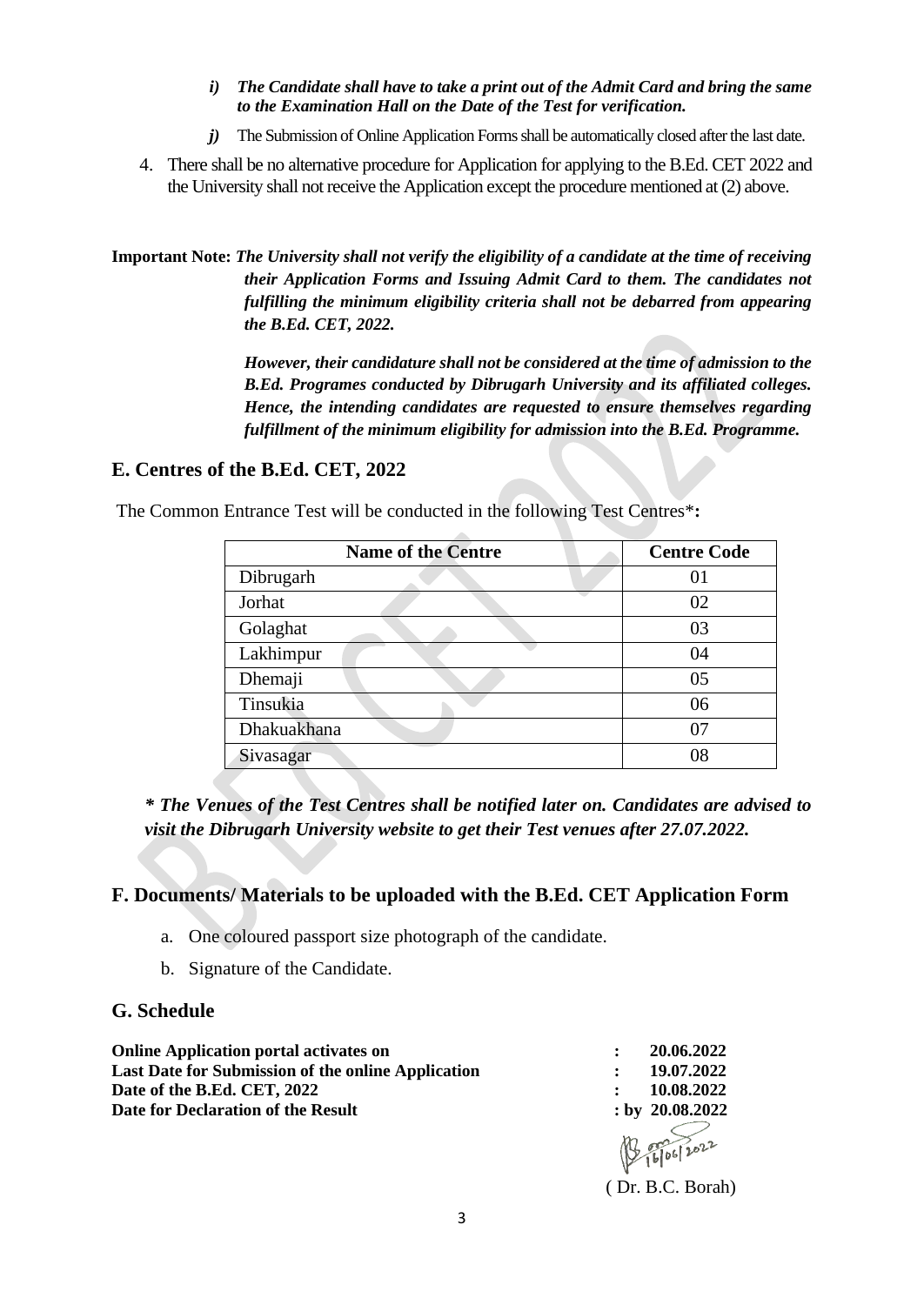*i)* ***The Candidate shall have to take a print out of the Admit Card and bring the same to the Examination Hall on the Date of the Test for verification.***

*j)* The Submission of Online Application Forms shall be automatically closed after the last date.

4. There shall be no alternative procedure for Application for applying to the B.Ed. CET 2022 and the University shall not receive the Application except the procedure mentioned at (2) above.

**Important Note:** ***The University shall not verify the eligibility of a candidate at the time of receiving their Application Forms and Issuing Admit Card to them. The candidates not fulfilling the minimum eligibility criteria shall not be debarred from appearing the B.Ed. CET, 2022.***

***However, their candidature shall not be considered at the time of admission to the B.Ed. Programes conducted by Dibrugarh University and its affiliated colleges. Hence, the intending candidates are requested to ensure themselves regarding fulfillment of the minimum eligibility for admission into the B.Ed. Programme.***

## E. Centres of the B.Ed. CET, 2022

The Common Entrance Test will be conducted in the following Test Centres***:**

| Name of the Centre | Centre Code |
|---|---|
| Dibrugarh | 01 |
| Jorhat | 02 |
| Golaghat | 03 |
| Lakhimpur | 04 |
| Dhemaji | 05 |
| Tinsukia | 06 |
| Dhakuakhana | 07 |
| Sivasagar | 08 |

***\* The Venues of the Test Centres shall be notified later on. Candidates are advised to visit the Dibrugarh University website to get their Test venues after 27.07.2022.***

## F. Documents/ Materials to be uploaded with the B.Ed. CET Application Form

a. One coloured passport size photograph of the candidate.

b. Signature of the Candidate.

## G. Schedule

| | | |
|---|---|---|
| **Online Application portal activates on** | **:** | **20.06.2022** |
| **Last Date for Submission of the online Application** | **:** | **19.07.2022** |
| **Date of the B.Ed. CET, 2022** | **:** | **10.08.2022** |
| **Date for Declaration of the Result** | **: by** | **20.08.2022** |

16/06/2022

( Dr. B.C. Borah)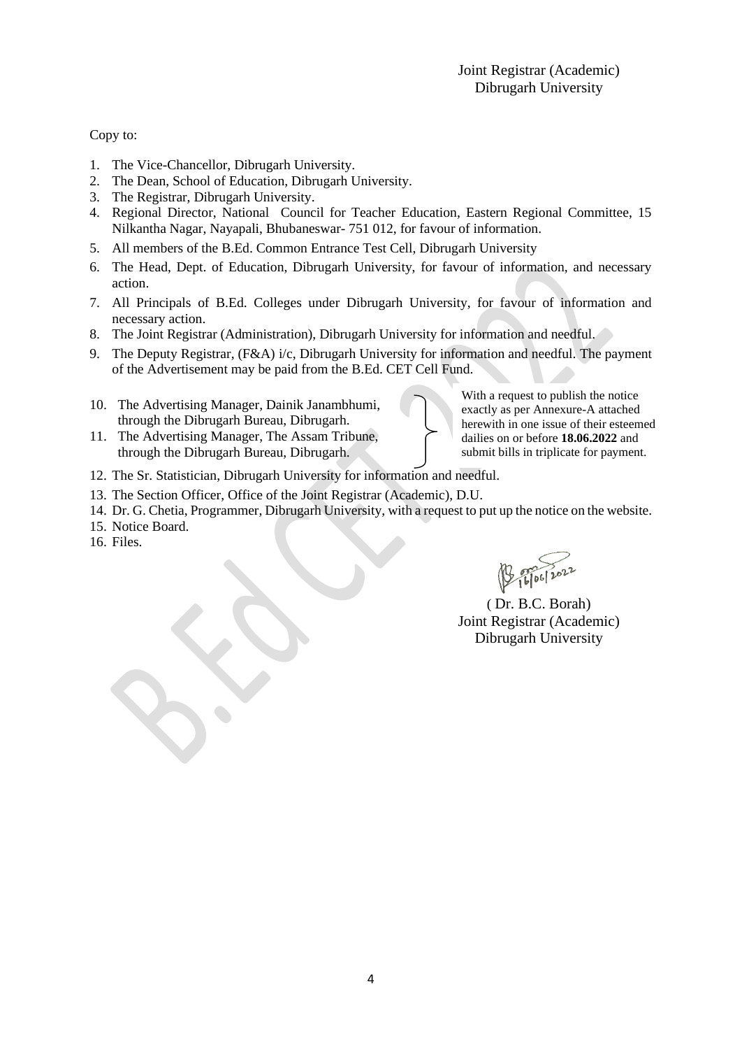Joint Registrar (Academic)
Dibrugarh University

Copy to:

1. The Vice-Chancellor, Dibrugarh University.
2. The Dean, School of Education, Dibrugarh University.
3. The Registrar, Dibrugarh University.
4. Regional Director, National Council for Teacher Education, Eastern Regional Committee, 15 Nilkantha Nagar, Nayapali, Bhubaneswar- 751 012, for favour of information.
5. All members of the B.Ed. Common Entrance Test Cell, Dibrugarh University
6. The Head, Dept. of Education, Dibrugarh University, for favour of information, and necessary action.
7. All Principals of B.Ed. Colleges under Dibrugarh University, for favour of information and necessary action.
8. The Joint Registrar (Administration), Dibrugarh University for information and needful.
9. The Deputy Registrar, (F&A) i/c, Dibrugarh University for information and needful. The payment of the Advertisement may be paid from the B.Ed. CET Cell Fund.
10. The Advertising Manager, Dainik Janambhumi, through the Dibrugarh Bureau, Dibrugarh.
11. The Advertising Manager, The Assam Tribune, through the Dibrugarh Bureau, Dibrugarh.

    (10 & 11:) With a request to publish the notice exactly as per Annexure-A attached herewith in one issue of their esteemed dailies on or before **18.06.2022** and submit bills in triplicate for payment.

12. The Sr. Statistician, Dibrugarh University for information and needful.
13. The Section Officer, Office of the Joint Registrar (Academic), D.U.
14. Dr. G. Chetia, Programmer, Dibrugarh University, with a request to put up the notice on the website.
15. Notice Board.
16. Files.

16/06/2022

( Dr. B.C. Borah)
Joint Registrar (Academic)
Dibrugarh University